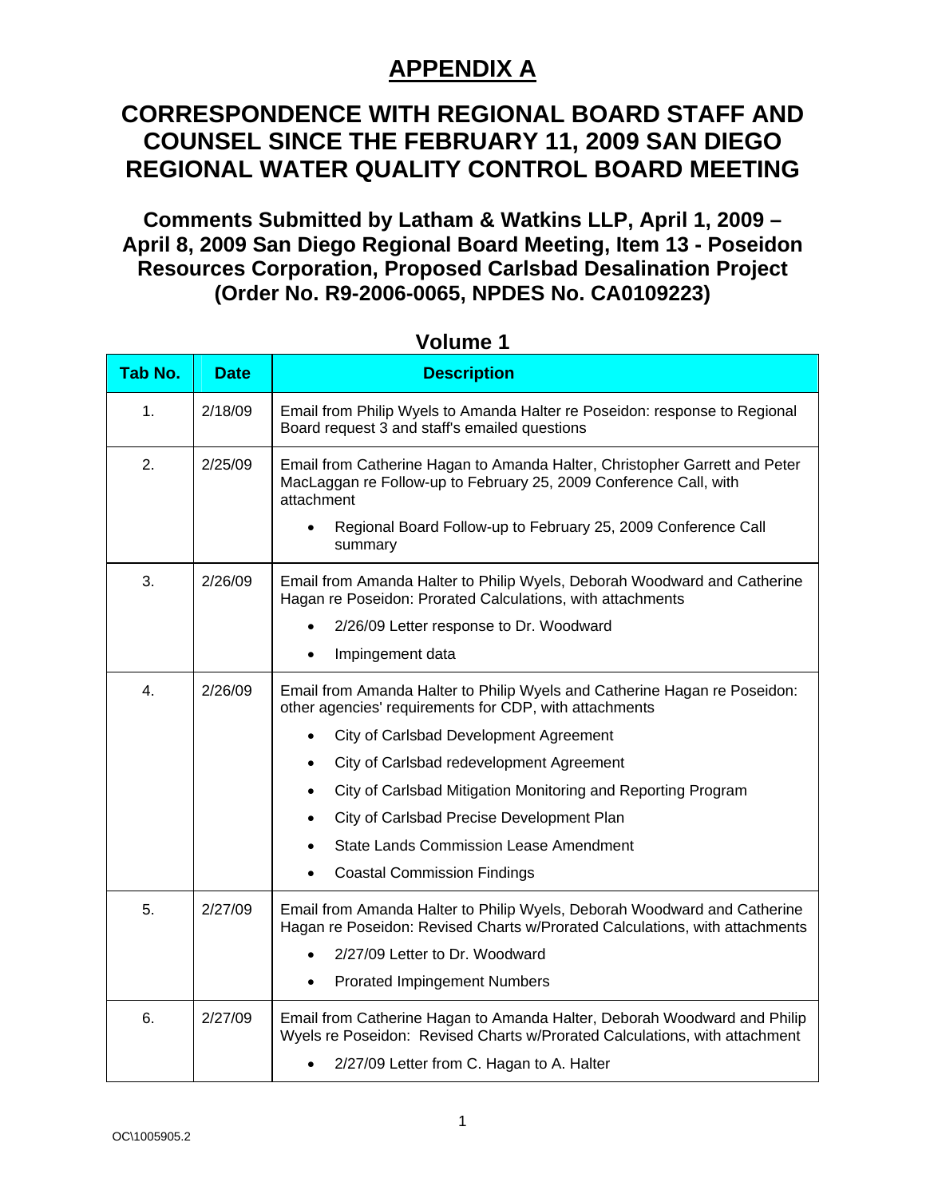# APPENDIX A

## CORRESPONDENCE WITH REGIONAL BOARD STAFF AND COUNSEL SINCE THE FEBRUARY 11, 2009 SAN DIEGO REGIONAL WATER QUALITY CONTROL BOARD MEETING

### Comments Submitted by Latham & Watkins LLP, April 1, 2009 – April 8, 2009 San Diego Regional Board Meeting, Item 13 - Poseidon Resources Corporation, Proposed Carlsbad Desalination Project (Order No. R9-2006-0065, NPDES No. CA0109223)

**Volume 1**

| Tab No. | Date | Description |
|---|---|---|
| 1. | 2/18/09 | Email from Philip Wyels to Amanda Halter re Poseidon: response to Regional Board request 3 and staff's emailed questions |
| 2. | 2/25/09 | Email from Catherine Hagan to Amanda Halter, Christopher Garrett and Peter MacLaggan re Follow-up to February 25, 2009 Conference Call, with attachment<br>• Regional Board Follow-up to February 25, 2009 Conference Call summary |
| 3. | 2/26/09 | Email from Amanda Halter to Philip Wyels, Deborah Woodward and Catherine Hagan re Poseidon: Prorated Calculations, with attachments<br>• 2/26/09 Letter response to Dr. Woodward<br>• Impingement data |
| 4. | 2/26/09 | Email from Amanda Halter to Philip Wyels and Catherine Hagan re Poseidon: other agencies' requirements for CDP, with attachments<br>• City of Carlsbad Development Agreement<br>• City of Carlsbad redevelopment Agreement<br>• City of Carlsbad Mitigation Monitoring and Reporting Program<br>• City of Carlsbad Precise Development Plan<br>• State Lands Commission Lease Amendment<br>• Coastal Commission Findings |
| 5. | 2/27/09 | Email from Amanda Halter to Philip Wyels, Deborah Woodward and Catherine Hagan re Poseidon: Revised Charts w/Prorated Calculations, with attachments<br>• 2/27/09 Letter to Dr. Woodward<br>• Prorated Impingement Numbers |
| 6. | 2/27/09 | Email from Catherine Hagan to Amanda Halter, Deborah Woodward and Philip Wyels re Poseidon: Revised Charts w/Prorated Calculations, with attachment<br>• 2/27/09 Letter from C. Hagan to A. Halter |

OC\1005905.2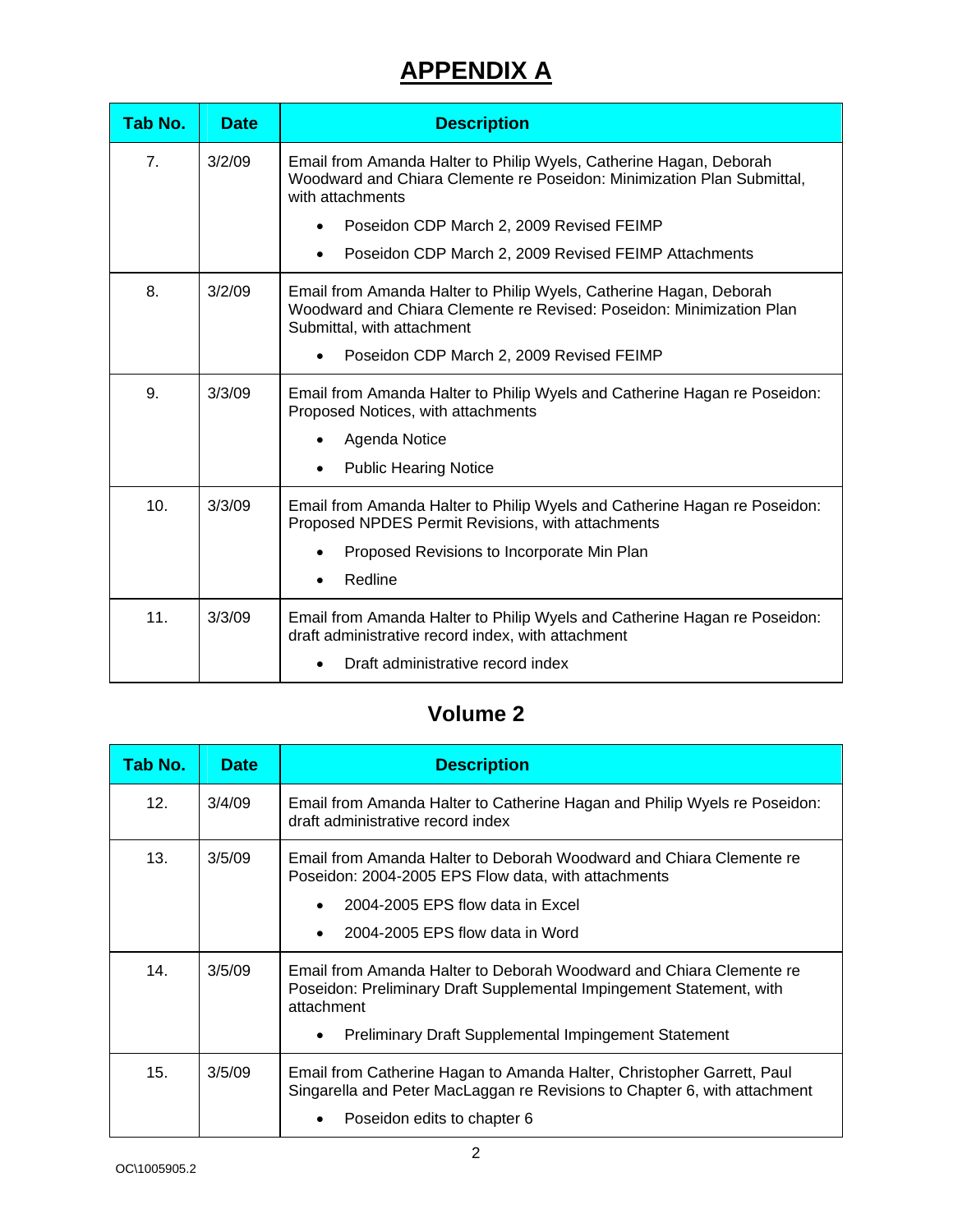# APPENDIX A

| Tab No. | Date | Description |
|---|---|---|
| 7. | 3/2/09 | Email from Amanda Halter to Philip Wyels, Catherine Hagan, Deborah Woodward and Chiara Clemente re Poseidon: Minimization Plan Submittal, with attachments<br>• Poseidon CDP March 2, 2009 Revised FEIMP<br>• Poseidon CDP March 2, 2009 Revised FEIMP Attachments |
| 8. | 3/2/09 | Email from Amanda Halter to Philip Wyels, Catherine Hagan, Deborah Woodward and Chiara Clemente re Revised: Poseidon: Minimization Plan Submittal, with attachment<br>• Poseidon CDP March 2, 2009 Revised FEIMP |
| 9. | 3/3/09 | Email from Amanda Halter to Philip Wyels and Catherine Hagan re Poseidon: Proposed Notices, with attachments<br>• Agenda Notice<br>• Public Hearing Notice |
| 10. | 3/3/09 | Email from Amanda Halter to Philip Wyels and Catherine Hagan re Poseidon: Proposed NPDES Permit Revisions, with attachments<br>• Proposed Revisions to Incorporate Min Plan<br>• Redline |
| 11. | 3/3/09 | Email from Amanda Halter to Philip Wyels and Catherine Hagan re Poseidon: draft administrative record index, with attachment<br>• Draft administrative record index |

## Volume 2

| Tab No. | Date | Description |
|---|---|---|
| 12. | 3/4/09 | Email from Amanda Halter to Catherine Hagan and Philip Wyels re Poseidon: draft administrative record index |
| 13. | 3/5/09 | Email from Amanda Halter to Deborah Woodward and Chiara Clemente re Poseidon: 2004-2005 EPS Flow data, with attachments<br>• 2004-2005 EPS flow data in Excel<br>• 2004-2005 EPS flow data in Word |
| 14. | 3/5/09 | Email from Amanda Halter to Deborah Woodward and Chiara Clemente re Poseidon: Preliminary Draft Supplemental Impingement Statement, with attachment<br>• Preliminary Draft Supplemental Impingement Statement |
| 15. | 3/5/09 | Email from Catherine Hagan to Amanda Halter, Christopher Garrett, Paul Singarella and Peter MacLaggan re Revisions to Chapter 6, with attachment<br>• Poseidon edits to chapter 6 |

OC\1005905.2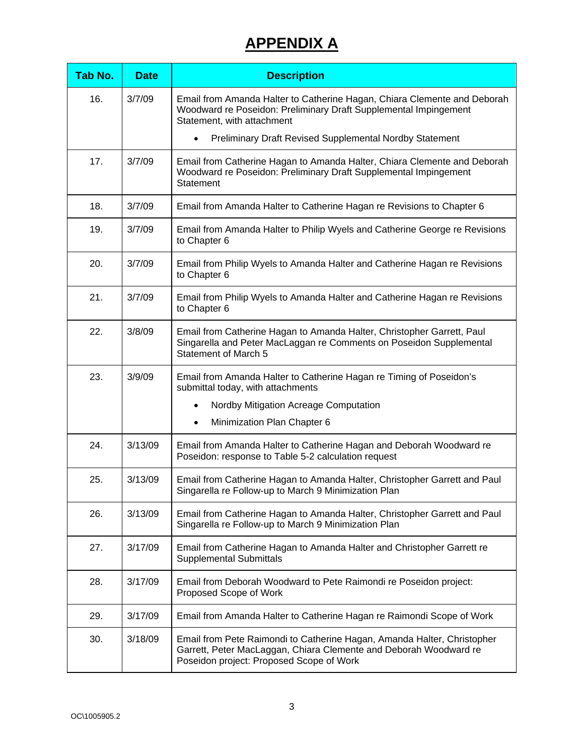# APPENDIX A

| Tab No. | Date | Description |
|---|---|---|
| 16. | 3/7/09 | Email from Amanda Halter to Catherine Hagan, Chiara Clemente and Deborah Woodward re Poseidon: Preliminary Draft Supplemental Impingement Statement, with attachment<br>• Preliminary Draft Revised Supplemental Nordby Statement |
| 17. | 3/7/09 | Email from Catherine Hagan to Amanda Halter, Chiara Clemente and Deborah Woodward re Poseidon: Preliminary Draft Supplemental Impingement Statement |
| 18. | 3/7/09 | Email from Amanda Halter to Catherine Hagan re Revisions to Chapter 6 |
| 19. | 3/7/09 | Email from Amanda Halter to Philip Wyels and Catherine George re Revisions to Chapter 6 |
| 20. | 3/7/09 | Email from Philip Wyels to Amanda Halter and Catherine Hagan re Revisions to Chapter 6 |
| 21. | 3/7/09 | Email from Philip Wyels to Amanda Halter and Catherine Hagan re Revisions to Chapter 6 |
| 22. | 3/8/09 | Email from Catherine Hagan to Amanda Halter, Christopher Garrett, Paul Singarella and Peter MacLaggan re Comments on Poseidon Supplemental Statement of March 5 |
| 23. | 3/9/09 | Email from Amanda Halter to Catherine Hagan re Timing of Poseidon's submittal today, with attachments<br>• Nordby Mitigation Acreage Computation<br>• Minimization Plan Chapter 6 |
| 24. | 3/13/09 | Email from Amanda Halter to Catherine Hagan and Deborah Woodward re Poseidon: response to Table 5-2 calculation request |
| 25. | 3/13/09 | Email from Catherine Hagan to Amanda Halter, Christopher Garrett and Paul Singarella re Follow-up to March 9 Minimization Plan |
| 26. | 3/13/09 | Email from Catherine Hagan to Amanda Halter, Christopher Garrett and Paul Singarella re Follow-up to March 9 Minimization Plan |
| 27. | 3/17/09 | Email from Catherine Hagan to Amanda Halter and Christopher Garrett re Supplemental Submittals |
| 28. | 3/17/09 | Email from Deborah Woodward to Pete Raimondi re Poseidon project: Proposed Scope of Work |
| 29. | 3/17/09 | Email from Amanda Halter to Catherine Hagan re Raimondi Scope of Work |
| 30. | 3/18/09 | Email from Pete Raimondi to Catherine Hagan, Amanda Halter, Christopher Garrett, Peter MacLaggan, Chiara Clemente and Deborah Woodward re Poseidon project: Proposed Scope of Work |

OC\1005905.2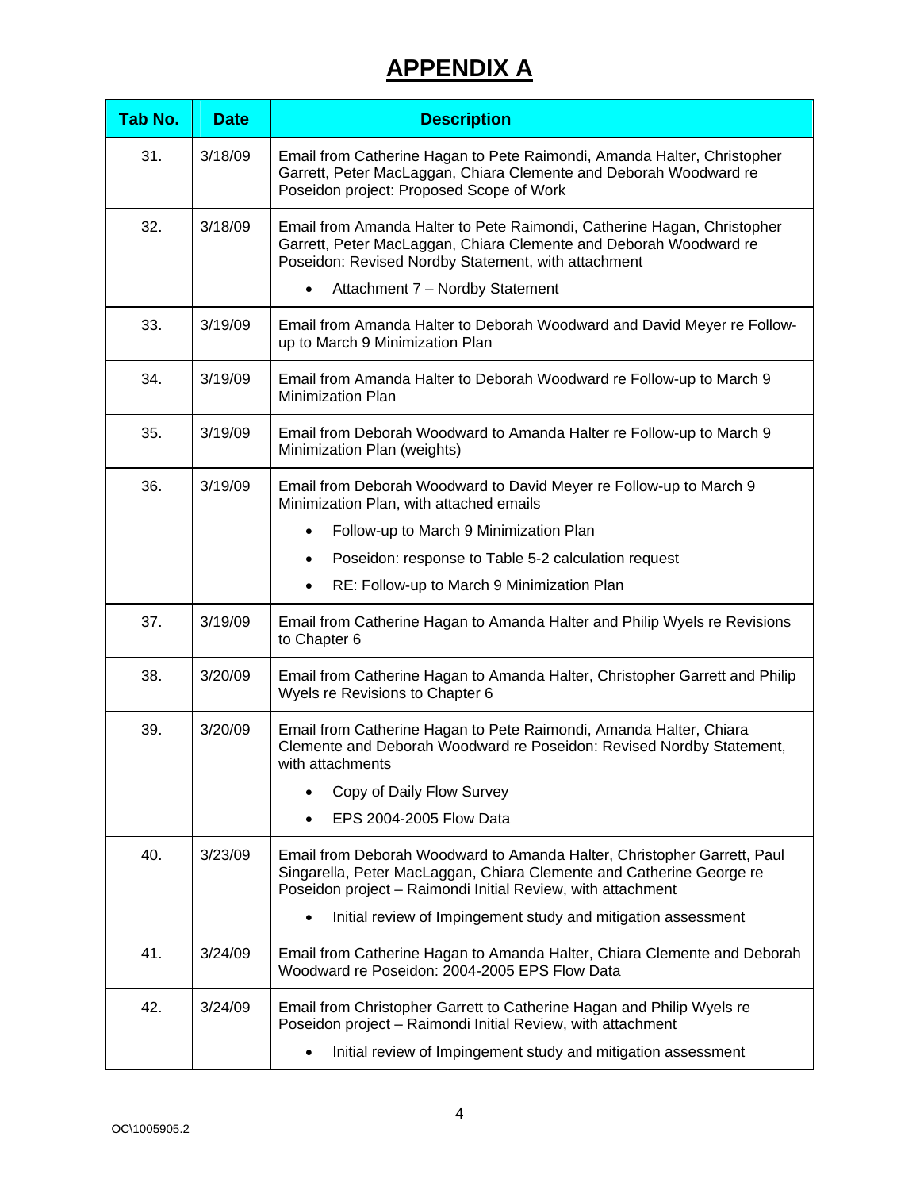# APPENDIX A

| Tab No. | Date | Description |
|---|---|---|
| 31. | 3/18/09 | Email from Catherine Hagan to Pete Raimondi, Amanda Halter, Christopher Garrett, Peter MacLaggan, Chiara Clemente and Deborah Woodward re Poseidon project: Proposed Scope of Work |
| 32. | 3/18/09 | Email from Amanda Halter to Pete Raimondi, Catherine Hagan, Christopher Garrett, Peter MacLaggan, Chiara Clemente and Deborah Woodward re Poseidon: Revised Nordby Statement, with attachment<br>• Attachment 7 – Nordby Statement |
| 33. | 3/19/09 | Email from Amanda Halter to Deborah Woodward and David Meyer re Follow-up to March 9 Minimization Plan |
| 34. | 3/19/09 | Email from Amanda Halter to Deborah Woodward re Follow-up to March 9 Minimization Plan |
| 35. | 3/19/09 | Email from Deborah Woodward to Amanda Halter re Follow-up to March 9 Minimization Plan (weights) |
| 36. | 3/19/09 | Email from Deborah Woodward to David Meyer re Follow-up to March 9 Minimization Plan, with attached emails<br>• Follow-up to March 9 Minimization Plan<br>• Poseidon: response to Table 5-2 calculation request<br>• RE: Follow-up to March 9 Minimization Plan |
| 37. | 3/19/09 | Email from Catherine Hagan to Amanda Halter and Philip Wyels re Revisions to Chapter 6 |
| 38. | 3/20/09 | Email from Catherine Hagan to Amanda Halter, Christopher Garrett and Philip Wyels re Revisions to Chapter 6 |
| 39. | 3/20/09 | Email from Catherine Hagan to Pete Raimondi, Amanda Halter, Chiara Clemente and Deborah Woodward re Poseidon: Revised Nordby Statement, with attachments<br>• Copy of Daily Flow Survey<br>• EPS 2004-2005 Flow Data |
| 40. | 3/23/09 | Email from Deborah Woodward to Amanda Halter, Christopher Garrett, Paul Singarella, Peter MacLaggan, Chiara Clemente and Catherine George re Poseidon project – Raimondi Initial Review, with attachment<br>• Initial review of Impingement study and mitigation assessment |
| 41. | 3/24/09 | Email from Catherine Hagan to Amanda Halter, Chiara Clemente and Deborah Woodward re Poseidon: 2004-2005 EPS Flow Data |
| 42. | 3/24/09 | Email from Christopher Garrett to Catherine Hagan and Philip Wyels re Poseidon project – Raimondi Initial Review, with attachment<br>• Initial review of Impingement study and mitigation assessment |

OC\1005905.2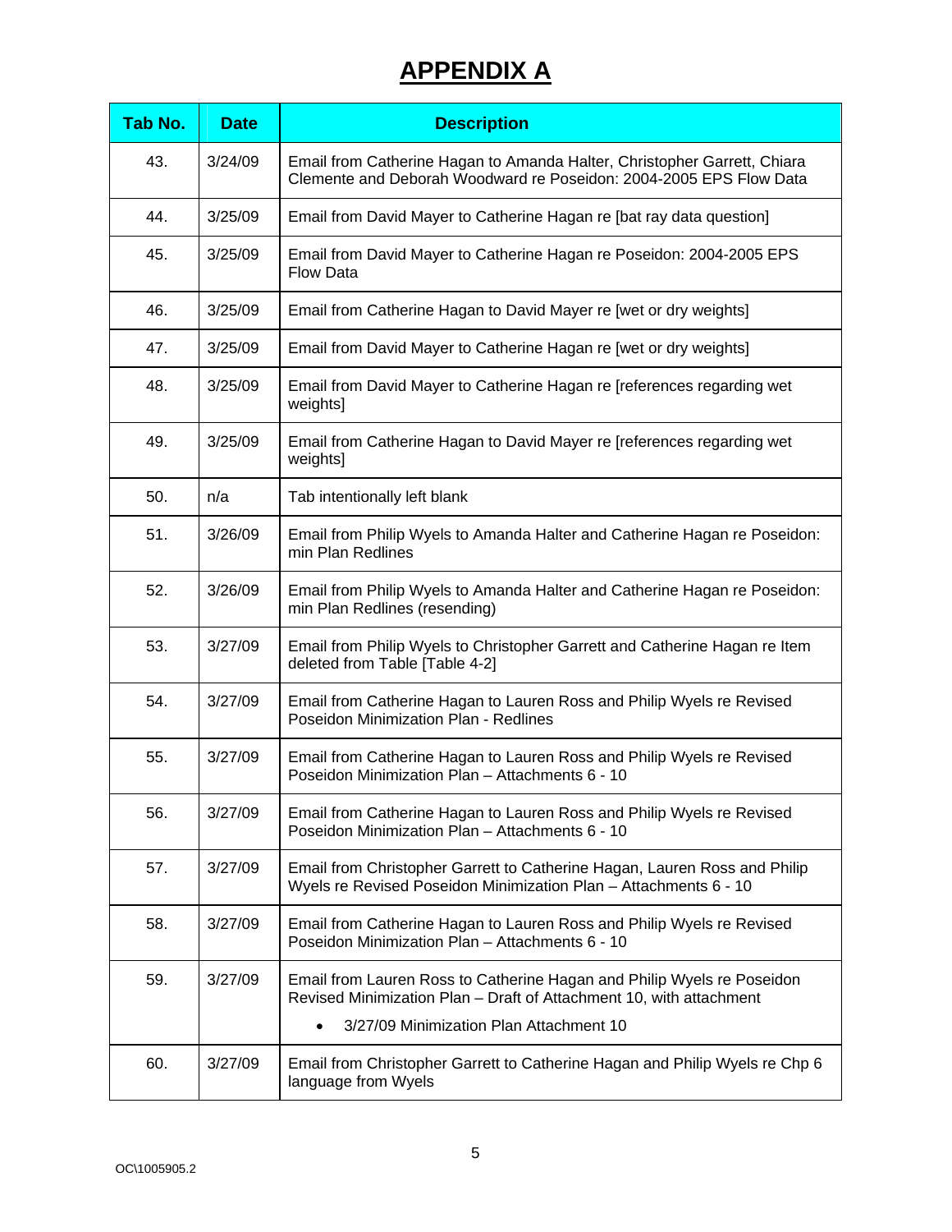# APPENDIX A

| Tab No. | Date | Description |
|---|---|---|
| 43. | 3/24/09 | Email from Catherine Hagan to Amanda Halter, Christopher Garrett, Chiara Clemente and Deborah Woodward re Poseidon: 2004-2005 EPS Flow Data |
| 44. | 3/25/09 | Email from David Mayer to Catherine Hagan re [bat ray data question] |
| 45. | 3/25/09 | Email from David Mayer to Catherine Hagan re Poseidon: 2004-2005 EPS Flow Data |
| 46. | 3/25/09 | Email from Catherine Hagan to David Mayer re [wet or dry weights] |
| 47. | 3/25/09 | Email from David Mayer to Catherine Hagan re [wet or dry weights] |
| 48. | 3/25/09 | Email from David Mayer to Catherine Hagan re [references regarding wet weights] |
| 49. | 3/25/09 | Email from Catherine Hagan to David Mayer re [references regarding wet weights] |
| 50. | n/a | Tab intentionally left blank |
| 51. | 3/26/09 | Email from Philip Wyels to Amanda Halter and Catherine Hagan re Poseidon: min Plan Redlines |
| 52. | 3/26/09 | Email from Philip Wyels to Amanda Halter and Catherine Hagan re Poseidon: min Plan Redlines (resending) |
| 53. | 3/27/09 | Email from Philip Wyels to Christopher Garrett and Catherine Hagan re Item deleted from Table [Table 4-2] |
| 54. | 3/27/09 | Email from Catherine Hagan to Lauren Ross and Philip Wyels re Revised Poseidon Minimization Plan - Redlines |
| 55. | 3/27/09 | Email from Catherine Hagan to Lauren Ross and Philip Wyels re Revised Poseidon Minimization Plan – Attachments 6 - 10 |
| 56. | 3/27/09 | Email from Catherine Hagan to Lauren Ross and Philip Wyels re Revised Poseidon Minimization Plan – Attachments 6 - 10 |
| 57. | 3/27/09 | Email from Christopher Garrett to Catherine Hagan, Lauren Ross and Philip Wyels re Revised Poseidon Minimization Plan – Attachments 6 - 10 |
| 58. | 3/27/09 | Email from Catherine Hagan to Lauren Ross and Philip Wyels re Revised Poseidon Minimization Plan – Attachments 6 - 10 |
| 59. | 3/27/09 | Email from Lauren Ross to Catherine Hagan and Philip Wyels re Poseidon Revised Minimization Plan – Draft of Attachment 10, with attachment<br>• 3/27/09 Minimization Plan Attachment 10 |
| 60. | 3/27/09 | Email from Christopher Garrett to Catherine Hagan and Philip Wyels re Chp 6 language from Wyels |

OC\1005905.2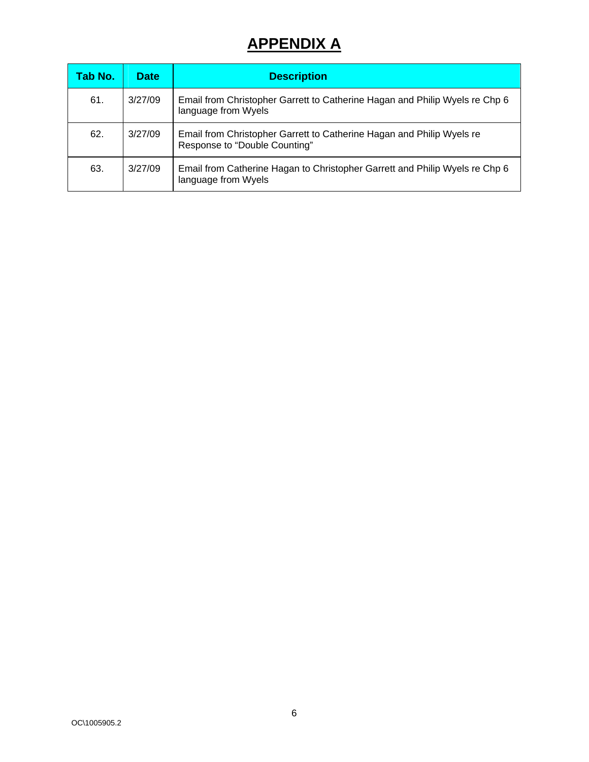# APPENDIX A

| Tab No. | Date | Description |
|---|---|---|
| 61. | 3/27/09 | Email from Christopher Garrett to Catherine Hagan and Philip Wyels re Chp 6 language from Wyels |
| 62. | 3/27/09 | Email from Christopher Garrett to Catherine Hagan and Philip Wyels re Response to "Double Counting" |
| 63. | 3/27/09 | Email from Catherine Hagan to Christopher Garrett and Philip Wyels re Chp 6 language from Wyels |

OC\1005905.2